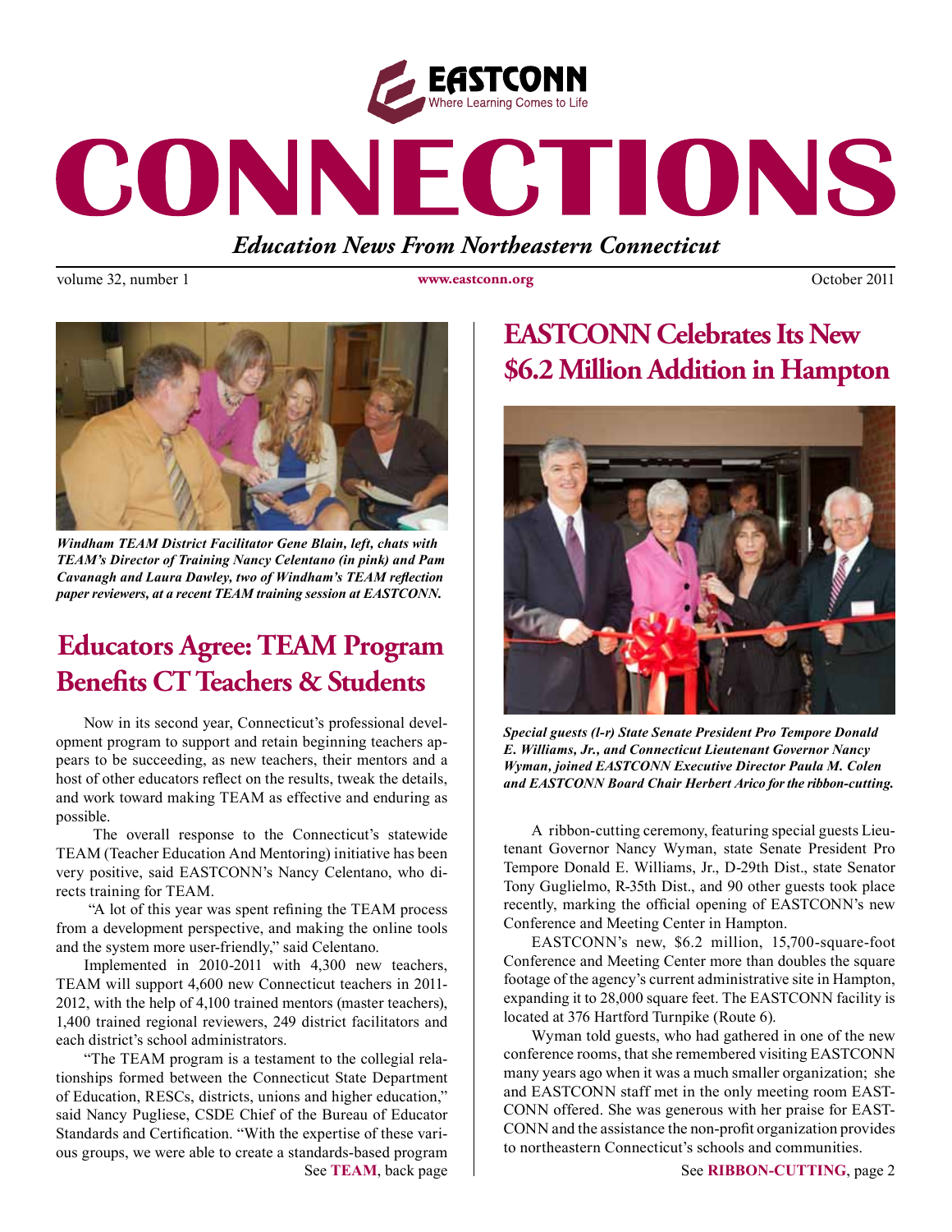EASTCONN
Where Learning Comes to Life

# CONNECTIONS

*Education News From Northeastern Connecticut*

volume 32, number 1 — www.eastconn.org — October 2011

*Windham TEAM District Facilitator Gene Blain, left, chats with TEAM's Director of Training Nancy Celentano (in pink) and Pam Cavanagh and Laura Dawley, two of Windham's TEAM reflection paper reviewers, at a recent TEAM training session at EASTCONN.*

## Educators Agree: TEAM Program Benefits CT Teachers & Students

Now in its second year, Connecticut's professional development program to support and retain beginning teachers appears to be succeeding, as new teachers, their mentors and a host of other educators reflect on the results, tweak the details, and work toward making TEAM as effective and enduring as possible.

The overall response to the Connecticut's statewide TEAM (Teacher Education And Mentoring) initiative has been very positive, said EASTCONN's Nancy Celentano, who directs training for TEAM.

"A lot of this year was spent refining the TEAM process from a development perspective, and making the online tools and the system more user-friendly," said Celentano.

Implemented in 2010-2011 with 4,300 new teachers, TEAM will support 4,600 new Connecticut teachers in 2011-2012, with the help of 4,100 trained mentors (master teachers), 1,400 trained regional reviewers, 249 district facilitators and each district's school administrators.

"The TEAM program is a testament to the collegial relationships formed between the Connecticut State Department of Education, RESCs, districts, unions and higher education," said Nancy Pugliese, CSDE Chief of the Bureau of Educator Standards and Certification. "With the expertise of these various groups, we were able to create a standards-based program

See **TEAM**, back page

## EASTCONN Celebrates Its New $6.2 Million Addition in Hampton

*Special guests (l-r) State Senate President Pro Tempore Donald E. Williams, Jr., and Connecticut Lieutenant Governor Nancy Wyman, joined EASTCONN Executive Director Paula M. Colen and EASTCONN Board Chair Herbert Arico for the ribbon-cutting.*

A ribbon-cutting ceremony, featuring special guests Lieutenant Governor Nancy Wyman, state Senate President Pro Tempore Donald E. Williams, Jr., D-29th Dist., state Senator Tony Guglielmo, R-35th Dist., and 90 other guests took place recently, marking the official opening of EASTCONN's new Conference and Meeting Center in Hampton.

EASTCONN's new, $6.2 million, 15,700-square-foot Conference and Meeting Center more than doubles the square footage of the agency's current administrative site in Hampton, expanding it to 28,000 square feet. The EASTCONN facility is located at 376 Hartford Turnpike (Route 6).

Wyman told guests, who had gathered in one of the new conference rooms, that she remembered visiting EASTCONN many years ago when it was a much smaller organization; she and EASTCONN staff met in the only meeting room EASTCONN offered. She was generous with her praise for EASTCONN and the assistance the non-profit organization provides to northeastern Connecticut's schools and communities.

See **RIBBON-CUTTING**, page 2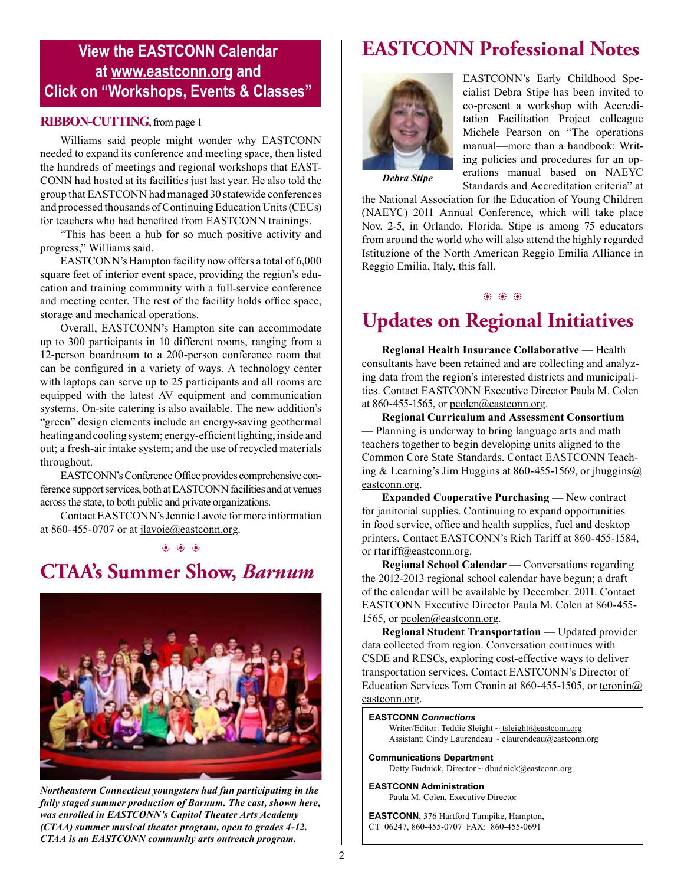**View the EASTCONN Calendar at www.eastconn.org and Click on "Workshops, Events & Classes"**

**RIBBON-CUTTING**, from page 1

Williams said people might wonder why EASTCONN needed to expand its conference and meeting space, then listed the hundreds of meetings and regional workshops that EASTCONN had hosted at its facilities just last year. He also told the group that EASTCONN had managed 30 statewide conferences and processed thousands of Continuing Education Units (CEUs) for teachers who had benefited from EASTCONN trainings.

"This has been a hub for so much positive activity and progress," Williams said.

EASTCONN's Hampton facility now offers a total of 6,000 square feet of interior event space, providing the region's education and training community with a full-service conference and meeting center. The rest of the facility holds office space, storage and mechanical operations.

Overall, EASTCONN's Hampton site can accommodate up to 300 participants in 10 different rooms, ranging from a 12-person boardroom to a 200-person conference room that can be configured in a variety of ways. A technology center with laptops can serve up to 25 participants and all rooms are equipped with the latest AV equipment and communication systems. On-site catering is also available. The new addition's "green" design elements include an energy-saving geothermal heating and cooling system; energy-efficient lighting, inside and out; a fresh-air intake system; and the use of recycled materials throughout.

EASTCONN's Conference Office provides comprehensive conference support services, both at EASTCONN facilities and at venues across the state, to both public and private organizations.

Contact EASTCONN's Jennie Lavoie for more information at 860-455-0707 or at jlavoie@eastconn.org.

## CTAA's Summer Show, *Barnum*

***Northeastern Connecticut youngsters had fun participating in the fully staged summer production of Barnum. The cast, shown here, was enrolled in EASTCONN's Capitol Theater Arts Academy (CTAA) summer musical theater program, open to grades 4-12. CTAA is an EASTCONN community arts outreach program.***

## EASTCONN Professional Notes

***Debra Stipe***

EASTCONN's Early Childhood Specialist Debra Stipe has been invited to co-present a workshop with Accreditation Facilitation Project colleague Michele Pearson on "The operations manual—more than a handbook: Writing policies and procedures for an operations manual based on NAEYC Standards and Accreditation criteria" at the National Association for the Education of Young Children (NAEYC) 2011 Annual Conference, which will take place Nov. 2-5, in Orlando, Florida. Stipe is among 75 educators from around the world who will also attend the highly regarded Istituzione of the North American Reggio Emilia Alliance in Reggio Emilia, Italy, this fall.

## Updates on Regional Initiatives

**Regional Health Insurance Collaborative** — Health consultants have been retained and are collecting and analyzing data from the region's interested districts and municipalities. Contact EASTCONN Executive Director Paula M. Colen at 860-455-1565, or pcolen@eastconn.org.

**Regional Curriculum and Assessment Consortium** — Planning is underway to bring language arts and math teachers together to begin developing units aligned to the Common Core State Standards. Contact EASTCONN Teaching & Learning's Jim Huggins at 860-455-1569, or jhuggins@eastconn.org.

**Expanded Cooperative Purchasing** — New contract for janitorial supplies. Continuing to expand opportunities in food service, office and health supplies, fuel and desktop printers. Contact EASTCONN's Rich Tariff at 860-455-1584, or rtariff@eastconn.org.

**Regional School Calendar** — Conversations regarding the 2012-2013 regional school calendar have begun; a draft of the calendar will be available by December. 2011. Contact EASTCONN Executive Director Paula M. Colen at 860-455-1565, or pcolen@eastconn.org.

**Regional Student Transportation** — Updated provider data collected from region. Conversation continues with CSDE and RESCs, exploring cost-effective ways to deliver transportation services. Contact EASTCONN's Director of Education Services Tom Cronin at 860-455-1505, or tcronin@eastconn.org.

**EASTCONN *Connections***
Writer/Editor: Teddie Sleight ~ tsleight@eastconn.org
Assistant: Cindy Laurendeau ~ claurendeau@eastconn.org

**Communications Department**
Dotty Budnick, Director ~ dbudnick@eastconn.org

**EASTCONN Administration**
Paula M. Colen, Executive Director

**EASTCONN**, 376 Hartford Turnpike, Hampton, CT 06247, 860-455-0707 FAX: 860-455-0691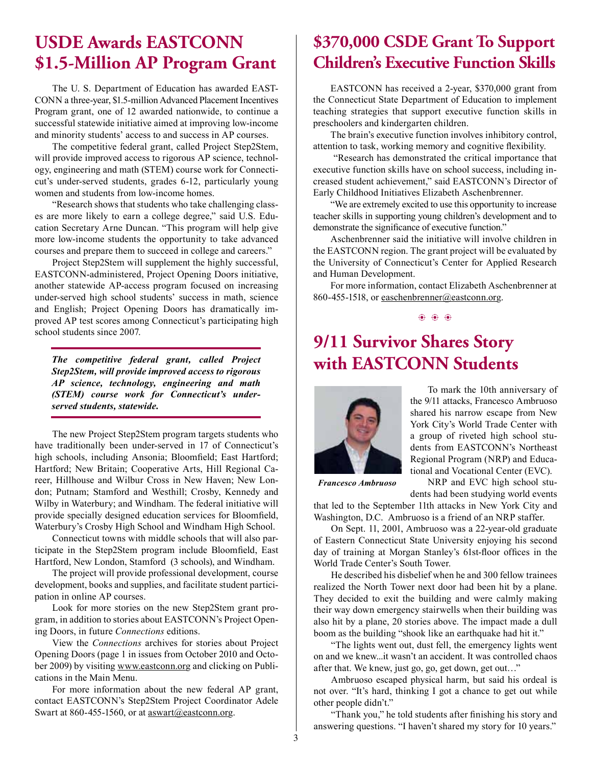## USDE Awards EASTCONN $1.5-Million AP Program Grant

The U. S. Department of Education has awarded EASTCONN a three-year, $1.5-million Advanced Placement Incentives Program grant, one of 12 awarded nationwide, to continue a successful statewide initiative aimed at improving low-income and minority students' access to and success in AP courses.

The competitive federal grant, called Project Step2Stem, will provide improved access to rigorous AP science, technology, engineering and math (STEM) course work for Connecticut's under-served students, grades 6-12, particularly young women and students from low-income homes.

"Research shows that students who take challenging classes are more likely to earn a college degree," said U.S. Education Secretary Arne Duncan. "This program will help give more low-income students the opportunity to take advanced courses and prepare them to succeed in college and careers."

Project Step2Stem will supplement the highly successful, EASTCONN-administered, Project Opening Doors initiative, another statewide AP-access program focused on increasing under-served high school students' success in math, science and English; Project Opening Doors has dramatically improved AP test scores among Connecticut's participating high school students since 2007.

***The competitive federal grant, called Project Step2Stem, will provide improved access to rigorous AP science, technology, engineering and math (STEM) course work for Connecticut's under-served students, statewide.***

The new Project Step2Stem program targets students who have traditionally been under-served in 17 of Connecticut's high schools, including Ansonia; Bloomfield; East Hartford; Hartford; New Britain; Cooperative Arts, Hill Regional Career, Hillhouse and Wilbur Cross in New Haven; New London; Putnam; Stamford and Westhill; Crosby, Kennedy and Wilby in Waterbury; and Windham. The federal initiative will provide specially designed education services for Bloomfield, Waterbury's Crosby High School and Windham High School.

Connecticut towns with middle schools that will also participate in the Step2Stem program include Bloomfield, East Hartford, New London, Stamford (3 schools), and Windham.

The project will provide professional development, course development, books and supplies, and facilitate student participation in online AP courses.

Look for more stories on the new Step2Stem grant program, in addition to stories about EASTCONN's Project Opening Doors, in future *Connections* editions.

View the *Connections* archives for stories about Project Opening Doors (page 1 in issues from October 2010 and October 2009) by visiting www.eastconn.org and clicking on Publications in the Main Menu.

For more information about the new federal AP grant, contact EASTCONN's Step2Stem Project Coordinator Adele Swart at 860-455-1560, or at aswart@eastconn.org.

## $370,000 CSDE Grant To Support Children's Executive Function Skills

EASTCONN has received a 2-year, $370,000 grant from the Connecticut State Department of Education to implement teaching strategies that support executive function skills in preschoolers and kindergarten children.

The brain's executive function involves inhibitory control, attention to task, working memory and cognitive flexibility.

"Research has demonstrated the critical importance that executive function skills have on school success, including increased student achievement," said EASTCONN's Director of Early Childhood Initiatives Elizabeth Aschenbrenner.

"We are extremely excited to use this opportunity to increase teacher skills in supporting young children's development and to demonstrate the significance of executive function."

Aschenbrenner said the initiative will involve children in the EASTCONN region. The grant project will be evaluated by the University of Connecticut's Center for Applied Research and Human Development.

For more information, contact Elizabeth Aschenbrenner at 860-455-1518, or easchenbrenner@eastconn.org.

## 9/11 Survivor Shares Story with EASTCONN Students

*Francesco Ambruoso*

To mark the 10th anniversary of the 9/11 attacks, Francesco Ambruoso shared his narrow escape from New York City's World Trade Center with a group of riveted high school students from EASTCONN's Northeast Regional Program (NRP) and Educational and Vocational Center (EVC).

NRP and EVC high school students had been studying world events that led to the September 11th attacks in New York City and Washington, D.C. Ambruoso is a friend of an NRP staffer.

On Sept. 11, 2001, Ambruoso was a 22-year-old graduate of Eastern Connecticut State University enjoying his second day of training at Morgan Stanley's 61st-floor offices in the World Trade Center's South Tower.

He described his disbelief when he and 300 fellow trainees realized the North Tower next door had been hit by a plane. They decided to exit the building and were calmly making their way down emergency stairwells when their building was also hit by a plane, 20 stories above. The impact made a dull boom as the building "shook like an earthquake had hit it."

"The lights went out, dust fell, the emergency lights went on and we knew...it wasn't an accident. It was controlled chaos after that. We knew, just go, go, get down, get out…"

Ambruoso escaped physical harm, but said his ordeal is not over. "It's hard, thinking I got a chance to get out while other people didn't."

"Thank you," he told students after finishing his story and answering questions. "I haven't shared my story for 10 years."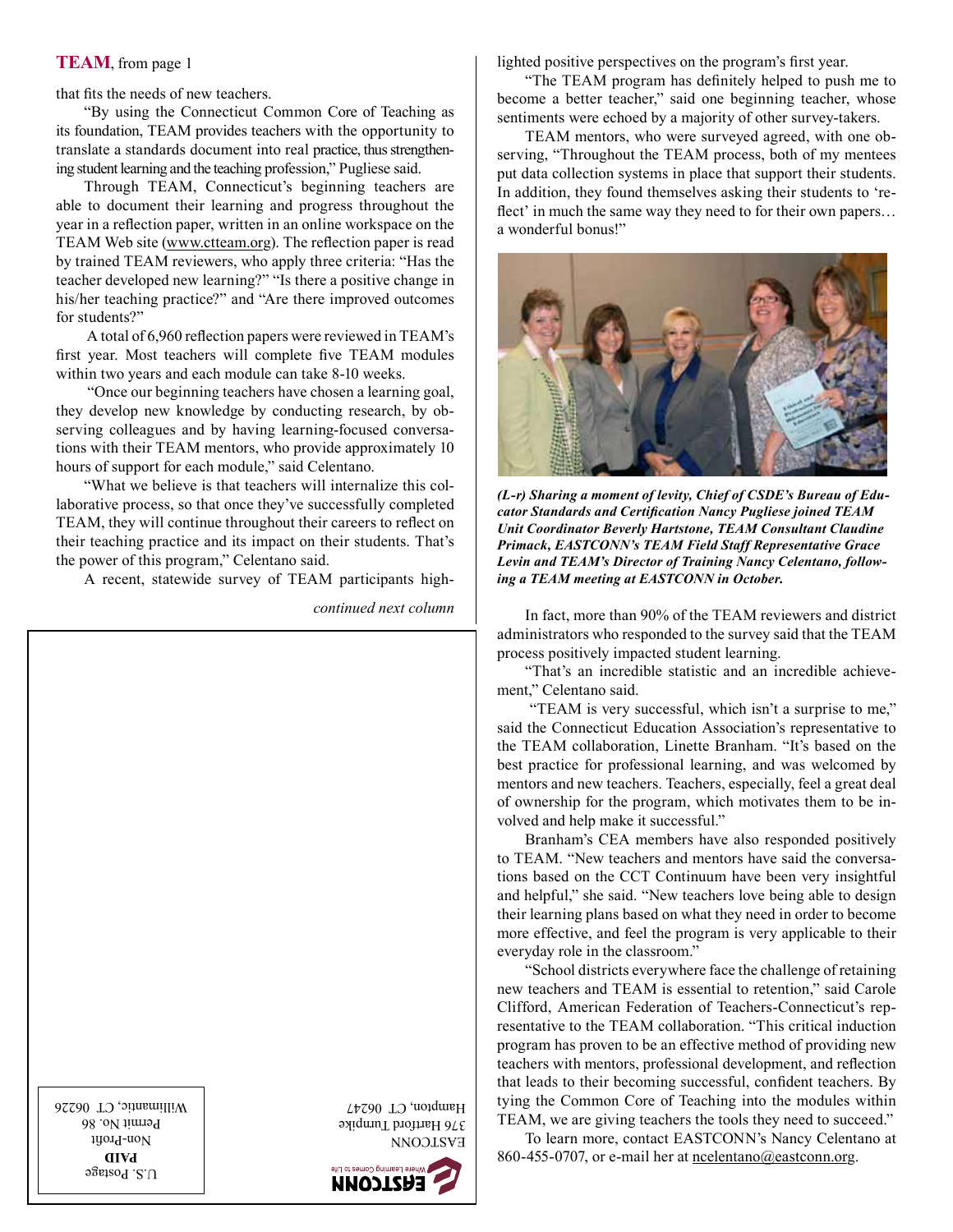**TEAM**, from page 1

that fits the needs of new teachers.

"By using the Connecticut Common Core of Teaching as its foundation, TEAM provides teachers with the opportunity to translate a standards document into real practice, thus strengthening student learning and the teaching profession," Pugliese said.

Through TEAM, Connecticut's beginning teachers are able to document their learning and progress throughout the year in a reflection paper, written in an online workspace on the TEAM Web site (www.ctteam.org). The reflection paper is read by trained TEAM reviewers, who apply three criteria: "Has the teacher developed new learning?" "Is there a positive change in his/her teaching practice?" and "Are there improved outcomes for students?"

A total of 6,960 reflection papers were reviewed in TEAM's first year. Most teachers will complete five TEAM modules within two years and each module can take 8-10 weeks.

"Once our beginning teachers have chosen a learning goal, they develop new knowledge by conducting research, by observing colleagues and by having learning-focused conversations with their TEAM mentors, who provide approximately 10 hours of support for each module," said Celentano.

"What we believe is that teachers will internalize this collaborative process, so that once they've successfully completed TEAM, they will continue throughout their careers to reflect on their teaching practice and its impact on their students. That's the power of this program," Celentano said.

A recent, statewide survey of TEAM participants highlighted positive perspectives on the program's first year.

"The TEAM program has definitely helped to push me to become a better teacher," said one beginning teacher, whose sentiments were echoed by a majority of other survey-takers.

TEAM mentors, who were surveyed agreed, with one observing, "Throughout the TEAM process, both of my mentees put data collection systems in place that support their students. In addition, they found themselves asking their students to 'reflect' in much the same way they need to for their own papers… a wonderful bonus!"

***(L-r) Sharing a moment of levity, Chief of CSDE's Bureau of Educator Standards and Certification Nancy Pugliese joined TEAM Unit Coordinator Beverly Hartstone, TEAM Consultant Claudine Primack, EASTCONN's TEAM Field Staff Representative Grace Levin and TEAM's Director of Training Nancy Celentano, following a TEAM meeting at EASTCONN in October.***

In fact, more than 90% of the TEAM reviewers and district administrators who responded to the survey said that the TEAM process positively impacted student learning.

"That's an incredible statistic and an incredible achievement," Celentano said.

"TEAM is very successful, which isn't a surprise to me," said the Connecticut Education Association's representative to the TEAM collaboration, Linette Branham. "It's based on the best practice for professional learning, and was welcomed by mentors and new teachers. Teachers, especially, feel a great deal of ownership for the program, which motivates them to be involved and help make it successful."

Branham's CEA members have also responded positively to TEAM. "New teachers and mentors have said the conversations based on the CCT Continuum have been very insightful and helpful," she said. "New teachers love being able to design their learning plans based on what they need in order to become more effective, and feel the program is very applicable to their everyday role in the classroom."

"School districts everywhere face the challenge of retaining new teachers and TEAM is essential to retention," said Carole Clifford, American Federation of Teachers-Connecticut's representative to the TEAM collaboration. "This critical induction program has proven to be an effective method of providing new teachers with mentors, professional development, and reflection that leads to their becoming successful, confident teachers. By tying the Common Core of Teaching into the modules within TEAM, we are giving teachers the tools they need to succeed."

To learn more, contact EASTCONN's Nancy Celentano at 860-455-0707, or e-mail her at ncelentano@eastconn.org.

EASTCONN
Where Learning Comes to Life
EASTCONN
376 Hartford Turnpike
Hampton, CT 06247

U.S. Postage
**PAID**
Non-Profit
Permit No. 86
Willimantic, CT 06226